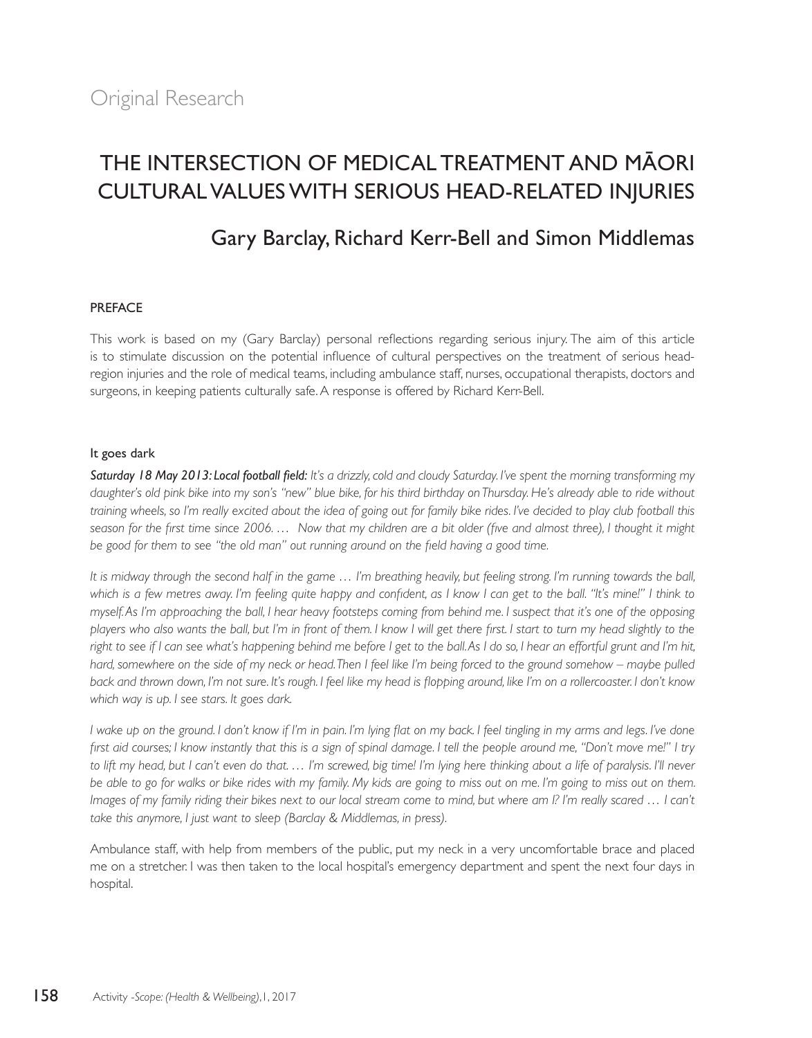Original Research

# THE INTERSECTION OF MEDICAL TREATMENT AND MĀORI CULTURAL VALUES WITH SERIOUS HEAD-RELATED INJURIES

## Gary Barclay, Richard Kerr-Bell and Simon Middlemas

### PREFACE

This work is based on my (Gary Barclay) personal reflections regarding serious injury. The aim of this article is to stimulate discussion on the potential influence of cultural perspectives on the treatment of serious head-region injuries and the role of medical teams, including ambulance staff, nurses, occupational therapists, doctors and surgeons, in keeping patients culturally safe. A response is offered by Richard Kerr-Bell.

#### It goes dark

***Saturday 18 May 2013: Local football field:*** *It's a drizzly, cold and cloudy Saturday. I've spent the morning transforming my daughter's old pink bike into my son's "new" blue bike, for his third birthday on Thursday. He's already able to ride without training wheels, so I'm really excited about the idea of going out for family bike rides. I've decided to play club football this season for the first time since 2006. … Now that my children are a bit older (five and almost three), I thought it might be good for them to see "the old man" out running around on the field having a good time.*

*It is midway through the second half in the game … I'm breathing heavily, but feeling strong. I'm running towards the ball, which is a few metres away. I'm feeling quite happy and confident, as I know I can get to the ball. "It's mine!" I think to myself. As I'm approaching the ball, I hear heavy footsteps coming from behind me. I suspect that it's one of the opposing players who also wants the ball, but I'm in front of them. I know I will get there first. I start to turn my head slightly to the right to see if I can see what's happening behind me before I get to the ball. As I do so, I hear an effortful grunt and I'm hit, hard, somewhere on the side of my neck or head. Then I feel like I'm being forced to the ground somehow – maybe pulled back and thrown down, I'm not sure. It's rough. I feel like my head is flopping around, like I'm on a rollercoaster. I don't know which way is up. I see stars. It goes dark.*

*I wake up on the ground. I don't know if I'm in pain. I'm lying flat on my back. I feel tingling in my arms and legs. I've done first aid courses; I know instantly that this is a sign of spinal damage. I tell the people around me, "Don't move me!" I try to lift my head, but I can't even do that. … I'm screwed, big time! I'm lying here thinking about a life of paralysis. I'll never be able to go for walks or bike rides with my family. My kids are going to miss out on me. I'm going to miss out on them. Images of my family riding their bikes next to our local stream come to mind, but where am I? I'm really scared … I can't take this anymore, I just want to sleep (Barclay & Middlemas, in press).*

Ambulance staff, with help from members of the public, put my neck in a very uncomfortable brace and placed me on a stretcher. I was then taken to the local hospital's emergency department and spent the next four days in hospital.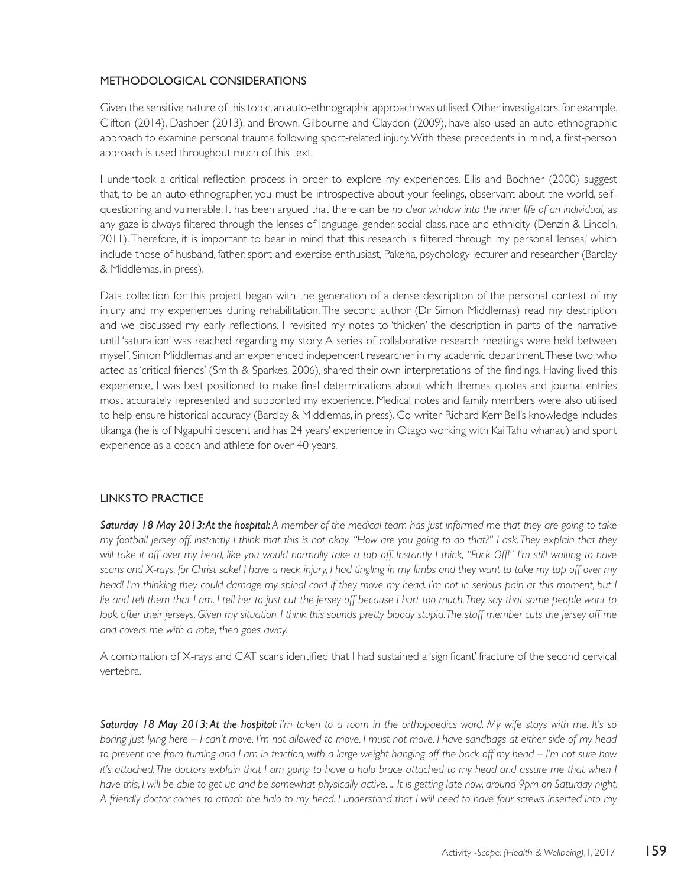## METHODOLOGICAL CONSIDERATIONS

Given the sensitive nature of this topic, an auto-ethnographic approach was utilised. Other investigators, for example, Clifton (2014), Dashper (2013), and Brown, Gilbourne and Claydon (2009), have also used an auto-ethnographic approach to examine personal trauma following sport-related injury. With these precedents in mind, a first-person approach is used throughout much of this text.

I undertook a critical reflection process in order to explore my experiences. Ellis and Bochner (2000) suggest that, to be an auto-ethnographer, you must be introspective about your feelings, observant about the world, self-questioning and vulnerable. It has been argued that there can be *no clear window into the inner life of an individual,* as any gaze is always filtered through the lenses of language, gender, social class, race and ethnicity (Denzin & Lincoln, 2011). Therefore, it is important to bear in mind that this research is filtered through my personal 'lenses,' which include those of husband, father, sport and exercise enthusiast, Pakeha, psychology lecturer and researcher (Barclay & Middlemas, in press).

Data collection for this project began with the generation of a dense description of the personal context of my injury and my experiences during rehabilitation. The second author (Dr Simon Middlemas) read my description and we discussed my early reflections. I revisited my notes to 'thicken' the description in parts of the narrative until 'saturation' was reached regarding my story. A series of collaborative research meetings were held between myself, Simon Middlemas and an experienced independent researcher in my academic department. These two, who acted as 'critical friends' (Smith & Sparkes, 2006), shared their own interpretations of the findings. Having lived this experience, I was best positioned to make final determinations about which themes, quotes and journal entries most accurately represented and supported my experience. Medical notes and family members were also utilised to help ensure historical accuracy (Barclay & Middlemas, in press). Co-writer Richard Kerr-Bell's knowledge includes tikanga (he is of Ngapuhi descent and has 24 years' experience in Otago working with Kai Tahu whanau) and sport experience as a coach and athlete for over 40 years.

## LINKS TO PRACTICE

***Saturday 18 May 2013: At the hospital:*** *A member of the medical team has just informed me that they are going to take my football jersey off. Instantly I think that this is not okay. "How are you going to do that?" I ask. They explain that they will take it off over my head, like you would normally take a top off. Instantly I think, "Fuck Off!" I'm still waiting to have scans and X-rays, for Christ sake! I have a neck injury, I had tingling in my limbs and they want to take my top off over my head! I'm thinking they could damage my spinal cord if they move my head. I'm not in serious pain at this moment, but I lie and tell them that I am. I tell her to just cut the jersey off because I hurt too much. They say that some people want to look after their jerseys. Given my situation, I think this sounds pretty bloody stupid. The staff member cuts the jersey off me and covers me with a robe, then goes away.*

A combination of X-rays and CAT scans identified that I had sustained a 'significant' fracture of the second cervical vertebra.

***Saturday 18 May 2013: At the hospital:*** *I'm taken to a room in the orthopaedics ward. My wife stays with me. It's so boring just lying here – I can't move. I'm not allowed to move. I must not move. I have sandbags at either side of my head to prevent me from turning and I am in traction, with a large weight hanging off the back off my head – I'm not sure how it's attached. The doctors explain that I am going to have a halo brace attached to my head and assure me that when I have this, I will be able to get up and be somewhat physically active. ... It is getting late now, around 9pm on Saturday night. A friendly doctor comes to attach the halo to my head. I understand that I will need to have four screws inserted into my*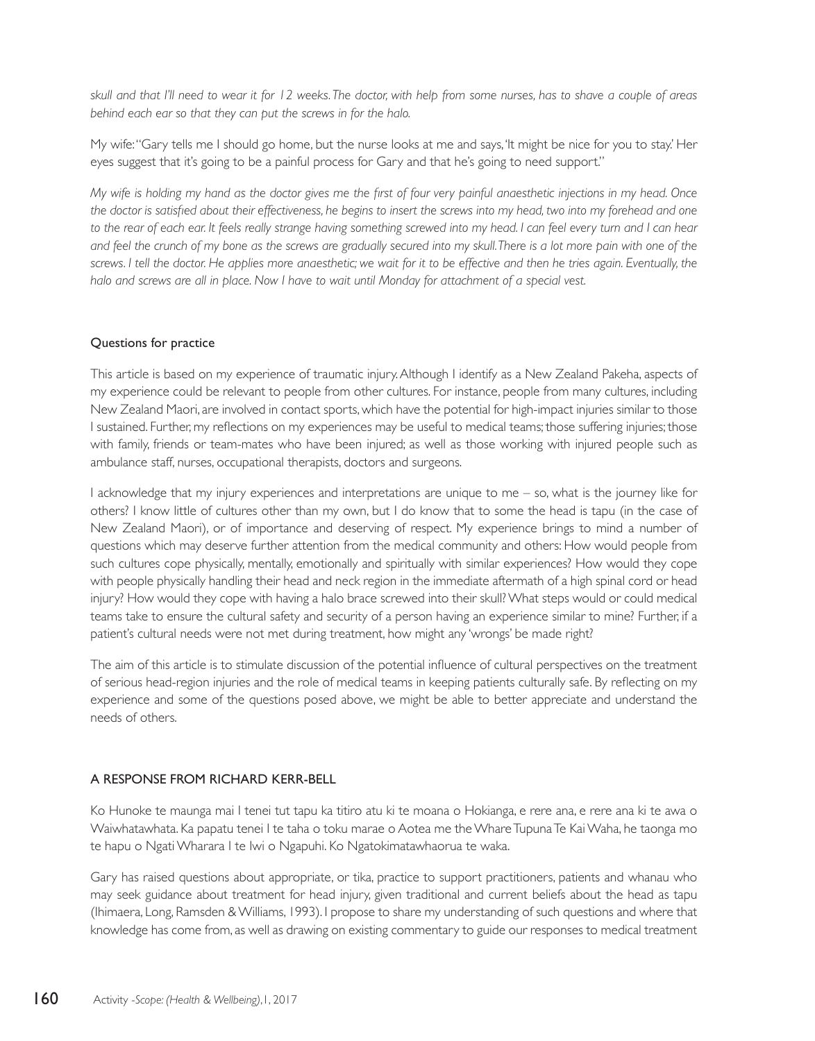*skull and that I'll need to wear it for 12 weeks. The doctor, with help from some nurses, has to shave a couple of areas behind each ear so that they can put the screws in for the halo.*

My wife: "Gary tells me I should go home, but the nurse looks at me and says, 'It might be nice for you to stay.' Her eyes suggest that it's going to be a painful process for Gary and that he's going to need support."

*My wife is holding my hand as the doctor gives me the first of four very painful anaesthetic injections in my head. Once the doctor is satisfied about their effectiveness, he begins to insert the screws into my head, two into my forehead and one to the rear of each ear. It feels really strange having something screwed into my head. I can feel every turn and I can hear and feel the crunch of my bone as the screws are gradually secured into my skull. There is a lot more pain with one of the screws. I tell the doctor. He applies more anaesthetic; we wait for it to be effective and then he tries again. Eventually, the halo and screws are all in place. Now I have to wait until Monday for attachment of a special vest.*

## Questions for practice

This article is based on my experience of traumatic injury. Although I identify as a New Zealand Pakeha, aspects of my experience could be relevant to people from other cultures. For instance, people from many cultures, including New Zealand Maori, are involved in contact sports, which have the potential for high-impact injuries similar to those I sustained. Further, my reflections on my experiences may be useful to medical teams; those suffering injuries; those with family, friends or team-mates who have been injured; as well as those working with injured people such as ambulance staff, nurses, occupational therapists, doctors and surgeons.

I acknowledge that my injury experiences and interpretations are unique to me – so, what is the journey like for others? I know little of cultures other than my own, but I do know that to some the head is tapu (in the case of New Zealand Maori), or of importance and deserving of respect. My experience brings to mind a number of questions which may deserve further attention from the medical community and others: How would people from such cultures cope physically, mentally, emotionally and spiritually with similar experiences? How would they cope with people physically handling their head and neck region in the immediate aftermath of a high spinal cord or head injury? How would they cope with having a halo brace screwed into their skull? What steps would or could medical teams take to ensure the cultural safety and security of a person having an experience similar to mine? Further, if a patient's cultural needs were not met during treatment, how might any 'wrongs' be made right?

The aim of this article is to stimulate discussion of the potential influence of cultural perspectives on the treatment of serious head-region injuries and the role of medical teams in keeping patients culturally safe. By reflecting on my experience and some of the questions posed above, we might be able to better appreciate and understand the needs of others.

## A RESPONSE FROM RICHARD KERR-BELL

Ko Hunoke te maunga mai I tenei tut tapu ka titiro atu ki te moana o Hokianga, e rere ana, e rere ana ki te awa o Waiwhatawhata. Ka papatu tenei I te taha o toku marae o Aotea me the Whare Tupuna Te Kai Waha, he taonga mo te hapu o Ngati Wharara I te Iwi o Ngapuhi. Ko Ngatokimatawhaorua te waka.

Gary has raised questions about appropriate, or tika, practice to support practitioners, patients and whanau who may seek guidance about treatment for head injury, given traditional and current beliefs about the head as tapu (Ihimaera, Long, Ramsden & Williams, 1993). I propose to share my understanding of such questions and where that knowledge has come from, as well as drawing on existing commentary to guide our responses to medical treatment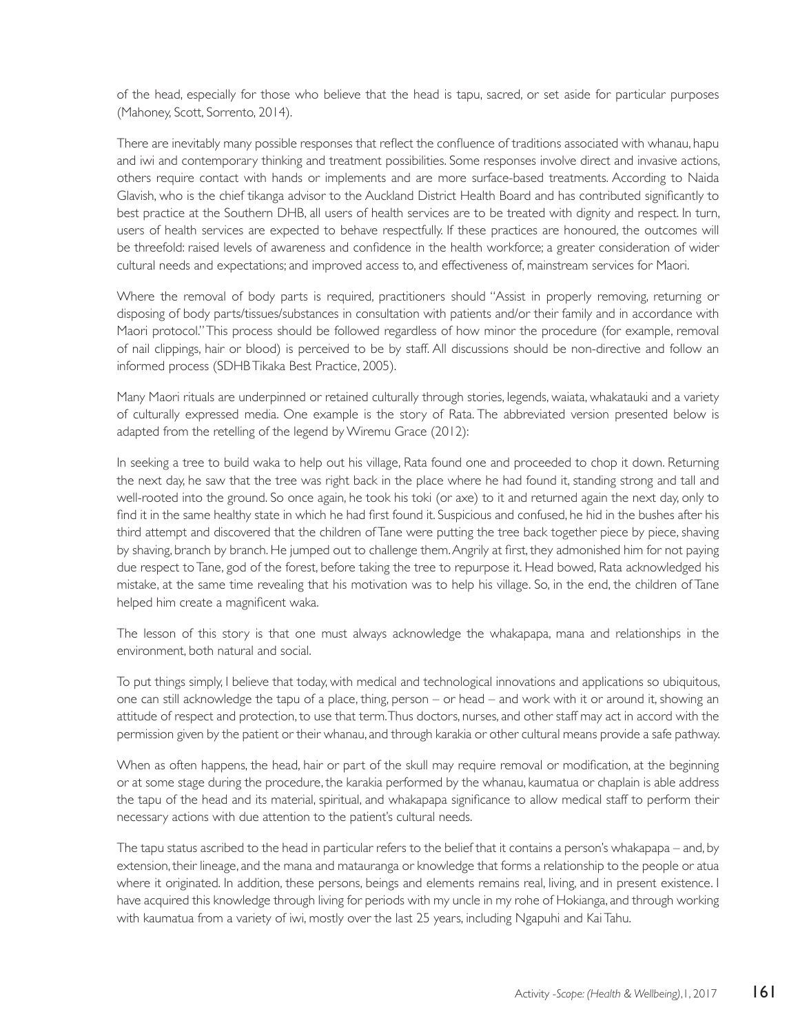of the head, especially for those who believe that the head is tapu, sacred, or set aside for particular purposes (Mahoney, Scott, Sorrento, 2014).

There are inevitably many possible responses that reflect the confluence of traditions associated with whanau, hapu and iwi and contemporary thinking and treatment possibilities. Some responses involve direct and invasive actions, others require contact with hands or implements and are more surface-based treatments. According to Naida Glavish, who is the chief tikanga advisor to the Auckland District Health Board and has contributed significantly to best practice at the Southern DHB, all users of health services are to be treated with dignity and respect. In turn, users of health services are expected to behave respectfully. If these practices are honoured, the outcomes will be threefold: raised levels of awareness and confidence in the health workforce; a greater consideration of wider cultural needs and expectations; and improved access to, and effectiveness of, mainstream services for Maori.

Where the removal of body parts is required, practitioners should "Assist in properly removing, returning or disposing of body parts/tissues/substances in consultation with patients and/or their family and in accordance with Maori protocol." This process should be followed regardless of how minor the procedure (for example, removal of nail clippings, hair or blood) is perceived to be by staff. All discussions should be non-directive and follow an informed process (SDHB Tikaka Best Practice, 2005).

Many Maori rituals are underpinned or retained culturally through stories, legends, waiata, whakatauki and a variety of culturally expressed media. One example is the story of Rata. The abbreviated version presented below is adapted from the retelling of the legend by Wiremu Grace (2012):

In seeking a tree to build waka to help out his village, Rata found one and proceeded to chop it down. Returning the next day, he saw that the tree was right back in the place where he had found it, standing strong and tall and well-rooted into the ground. So once again, he took his toki (or axe) to it and returned again the next day, only to find it in the same healthy state in which he had first found it. Suspicious and confused, he hid in the bushes after his third attempt and discovered that the children of Tane were putting the tree back together piece by piece, shaving by shaving, branch by branch. He jumped out to challenge them. Angrily at first, they admonished him for not paying due respect to Tane, god of the forest, before taking the tree to repurpose it. Head bowed, Rata acknowledged his mistake, at the same time revealing that his motivation was to help his village. So, in the end, the children of Tane helped him create a magnificent waka.

The lesson of this story is that one must always acknowledge the whakapapa, mana and relationships in the environment, both natural and social.

To put things simply, I believe that today, with medical and technological innovations and applications so ubiquitous, one can still acknowledge the tapu of a place, thing, person – or head – and work with it or around it, showing an attitude of respect and protection, to use that term. Thus doctors, nurses, and other staff may act in accord with the permission given by the patient or their whanau, and through karakia or other cultural means provide a safe pathway.

When as often happens, the head, hair or part of the skull may require removal or modification, at the beginning or at some stage during the procedure, the karakia performed by the whanau, kaumatua or chaplain is able address the tapu of the head and its material, spiritual, and whakapapa significance to allow medical staff to perform their necessary actions with due attention to the patient's cultural needs.

The tapu status ascribed to the head in particular refers to the belief that it contains a person's whakapapa – and, by extension, their lineage, and the mana and matauranga or knowledge that forms a relationship to the people or atua where it originated. In addition, these persons, beings and elements remains real, living, and in present existence. I have acquired this knowledge through living for periods with my uncle in my rohe of Hokianga, and through working with kaumatua from a variety of iwi, mostly over the last 25 years, including Ngapuhi and Kai Tahu.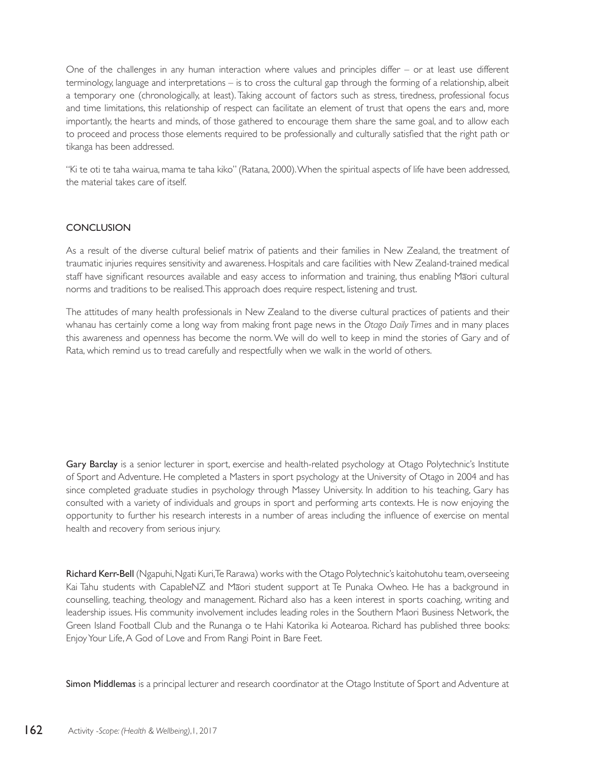One of the challenges in any human interaction where values and principles differ – or at least use different terminology, language and interpretations – is to cross the cultural gap through the forming of a relationship, albeit a temporary one (chronologically, at least). Taking account of factors such as stress, tiredness, professional focus and time limitations, this relationship of respect can facilitate an element of trust that opens the ears and, more importantly, the hearts and minds, of those gathered to encourage them share the same goal, and to allow each to proceed and process those elements required to be professionally and culturally satisfied that the right path or tikanga has been addressed.

"Ki te oti te taha wairua, mama te taha kiko" (Ratana, 2000). When the spiritual aspects of life have been addressed, the material takes care of itself.

## CONCLUSION

As a result of the diverse cultural belief matrix of patients and their families in New Zealand, the treatment of traumatic injuries requires sensitivity and awareness. Hospitals and care facilities with New Zealand-trained medical staff have significant resources available and easy access to information and training, thus enabling Māori cultural norms and traditions to be realised. This approach does require respect, listening and trust.

The attitudes of many health professionals in New Zealand to the diverse cultural practices of patients and their whanau has certainly come a long way from making front page news in the *Otago Daily Times* and in many places this awareness and openness has become the norm. We will do well to keep in mind the stories of Gary and of Rata, which remind us to tread carefully and respectfully when we walk in the world of others.

**Gary Barclay** is a senior lecturer in sport, exercise and health-related psychology at Otago Polytechnic's Institute of Sport and Adventure. He completed a Masters in sport psychology at the University of Otago in 2004 and has since completed graduate studies in psychology through Massey University. In addition to his teaching, Gary has consulted with a variety of individuals and groups in sport and performing arts contexts. He is now enjoying the opportunity to further his research interests in a number of areas including the influence of exercise on mental health and recovery from serious injury.

**Richard Kerr-Bell** (Ngapuhi, Ngati Kuri, Te Rarawa) works with the Otago Polytechnic's kaitohutohu team, overseeing Kai Tahu students with CapableNZ and Māori student support at Te Punaka Owheo. He has a background in counselling, teaching, theology and management. Richard also has a keen interest in sports coaching, writing and leadership issues. His community involvement includes leading roles in the Southern Maori Business Network, the Green Island Football Club and the Runanga o te Hahi Katorika ki Aotearoa. Richard has published three books: Enjoy Your Life, A God of Love and From Rangi Point in Bare Feet.

**Simon Middlemas** is a principal lecturer and research coordinator at the Otago Institute of Sport and Adventure at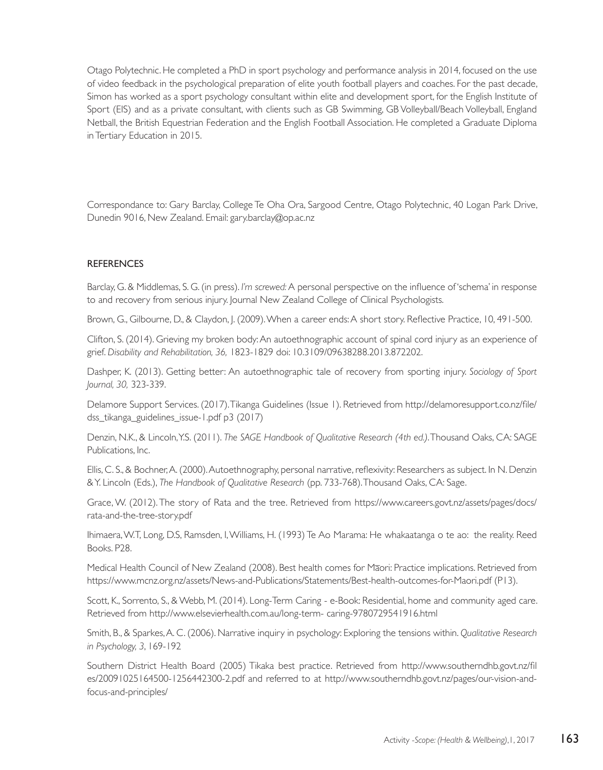Otago Polytechnic. He completed a PhD in sport psychology and performance analysis in 2014, focused on the use of video feedback in the psychological preparation of elite youth football players and coaches. For the past decade, Simon has worked as a sport psychology consultant within elite and development sport, for the English Institute of Sport (EIS) and as a private consultant, with clients such as GB Swimming, GB Volleyball/Beach Volleyball, England Netball, the British Equestrian Federation and the English Football Association. He completed a Graduate Diploma in Tertiary Education in 2015.

Correspondance to: Gary Barclay, College Te Oha Ora, Sargood Centre, Otago Polytechnic, 40 Logan Park Drive, Dunedin 9016, New Zealand. Email: gary.barclay@op.ac.nz

## REFERENCES

Barclay, G. & Middlemas, S. G. (in press). *I'm screwed:* A personal perspective on the influence of 'schema' in response to and recovery from serious injury. Journal New Zealand College of Clinical Psychologists.

Brown, G., Gilbourne, D., & Claydon, J. (2009). When a career ends: A short story. Reflective Practice, 10, 491-500.

Clifton, S. (2014). Grieving my broken body: An autoethnographic account of spinal cord injury as an experience of grief. *Disability and Rehabilitation, 36,* 1823-1829 doi: 10.3109/09638288.2013.872202.

Dashper, K. (2013). Getting better: An autoethnographic tale of recovery from sporting injury. *Sociology of Sport Journal, 30,* 323-339.

Delamore Support Services. (2017). Tikanga Guidelines (Issue 1). Retrieved from http://delamoresupport.co.nz/file/dss_tikanga_guidelines_issue-1.pdf p3 (2017)

Denzin, N.K., & Lincoln, Y.S. (2011). *The SAGE Handbook of Qualitative Research (4th ed.).* Thousand Oaks, CA: SAGE Publications, Inc.

Ellis, C. S., & Bochner, A. (2000). Autoethnography, personal narrative, reflexivity: Researchers as subject. In N. Denzin & Y. Lincoln (Eds.), *The Handbook of Qualitative Research* (pp. 733-768). Thousand Oaks, CA: Sage.

Grace, W. (2012). The story of Rata and the tree. Retrieved from https://www.careers.govt.nz/assets/pages/docs/rata-and-the-tree-story.pdf

Ihimaera, W.T, Long, D.S, Ramsden, I, Williams, H. (1993) Te Ao Marama: He whakaatanga o te ao: the reality. Reed Books. P28.

Medical Health Council of New Zealand (2008). Best health comes for Māori: Practice implications. Retrieved from https://www.mcnz.org.nz/assets/News-and-Publications/Statements/Best-health-outcomes-for-Maori.pdf (P13).

Scott, K., Sorrento, S., & Webb, M. (2014). Long-Term Caring - e-Book: Residential, home and community aged care. Retrieved from http://www.elsevierhealth.com.au/long-term- caring-9780729541916.html

Smith, B., & Sparkes, A. C. (2006). Narrative inquiry in psychology: Exploring the tensions within. *Qualitative Research in Psychology, 3,* 169-192

Southern District Health Board (2005) Tikaka best practice. Retrieved from http://www.southerndhb.govt.nz/files/20091025164500-1256442300-2.pdf and referred to at http://www.southerndhb.govt.nz/pages/our-vision-and-focus-and-principles/